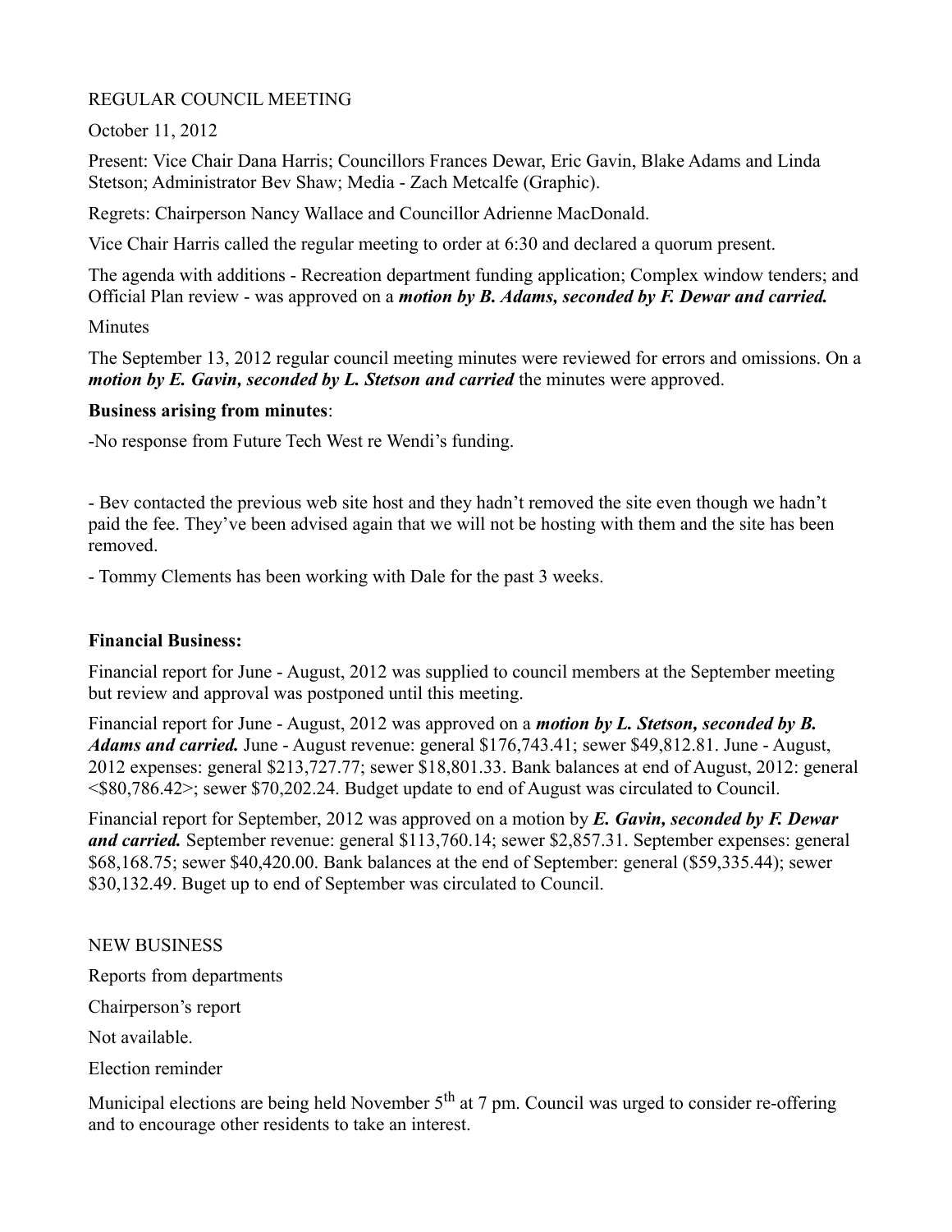REGULAR COUNCIL MEETING

October 11, 2012

Present: Vice Chair Dana Harris; Councillors Frances Dewar, Eric Gavin, Blake Adams and Linda Stetson; Administrator Bev Shaw; Media - Zach Metcalfe (Graphic).

Regrets: Chairperson Nancy Wallace and Councillor Adrienne MacDonald.

Vice Chair Harris called the regular meeting to order at 6:30 and declared a quorum present.

The agenda with additions - Recreation department funding application; Complex window tenders; and Official Plan review - was approved on a ***motion by B. Adams, seconded by F. Dewar and carried.***

Minutes

The September 13, 2012 regular council meeting minutes were reviewed for errors and omissions. On a ***motion by E. Gavin, seconded by L. Stetson and carried*** the minutes were approved.

**Business arising from minutes**:

-No response from Future Tech West re Wendi's funding.

- Bev contacted the previous web site host and they hadn't removed the site even though we hadn't paid the fee. They've been advised again that we will not be hosting with them and the site has been removed.

- Tommy Clements has been working with Dale for the past 3 weeks.

**Financial Business:**

Financial report for June - August, 2012 was supplied to council members at the September meeting but review and approval was postponed until this meeting.

Financial report for June - August, 2012 was approved on a ***motion by L. Stetson, seconded by B. Adams and carried.*** June - August revenue: general $176,743.41; sewer $49,812.81. June - August, 2012 expenses: general $213,727.77; sewer $18,801.33. Bank balances at end of August, 2012: general <$80,786.42>; sewer $70,202.24. Budget update to end of August was circulated to Council.

Financial report for September, 2012 was approved on a motion by ***E. Gavin, seconded by F. Dewar and carried.*** September revenue: general $113,760.14; sewer $2,857.31. September expenses: general $68,168.75; sewer $40,420.00. Bank balances at the end of September: general ($59,335.44); sewer $30,132.49. Buget up to end of September was circulated to Council.

NEW BUSINESS

Reports from departments

Chairperson's report

Not available.

Election reminder

Municipal elections are being held November 5th at 7 pm. Council was urged to consider re-offering and to encourage other residents to take an interest.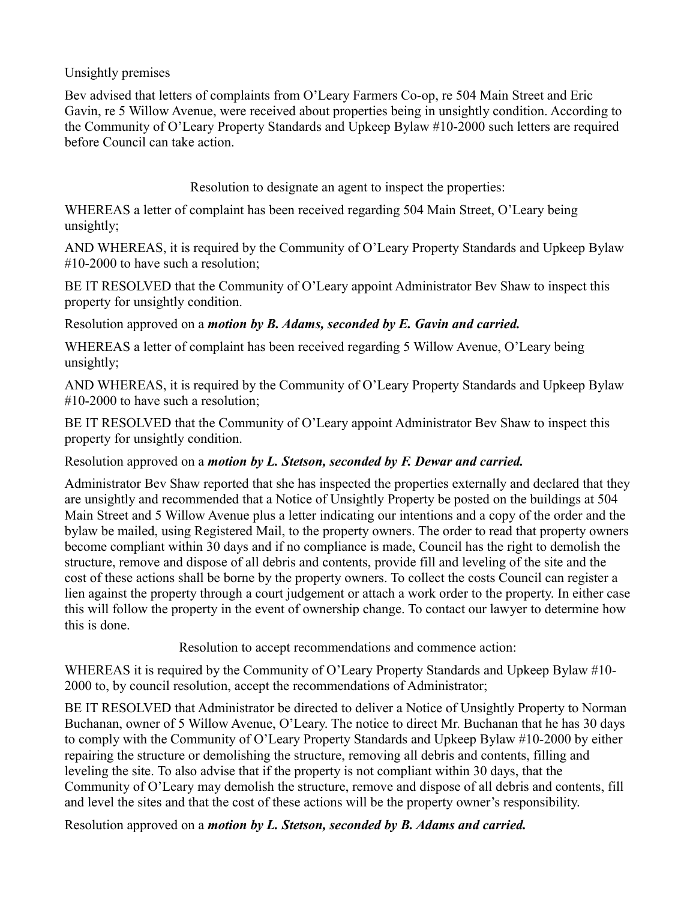Unsightly premises

Bev advised that letters of complaints from O'Leary Farmers Co-op, re 504 Main Street and Eric Gavin, re 5 Willow Avenue, were received about properties being in unsightly condition. According to the Community of O'Leary Property Standards and Upkeep Bylaw #10-2000 such letters are required before Council can take action.

Resolution to designate an agent to inspect the properties:

WHEREAS a letter of complaint has been received regarding 504 Main Street, O'Leary being unsightly;

AND WHEREAS, it is required by the Community of O'Leary Property Standards and Upkeep Bylaw #10-2000 to have such a resolution;

BE IT RESOLVED that the Community of O'Leary appoint Administrator Bev Shaw to inspect this property for unsightly condition.

Resolution approved on a ***motion by B. Adams, seconded by E. Gavin and carried.***

WHEREAS a letter of complaint has been received regarding 5 Willow Avenue, O'Leary being unsightly;

AND WHEREAS, it is required by the Community of O'Leary Property Standards and Upkeep Bylaw #10-2000 to have such a resolution;

BE IT RESOLVED that the Community of O'Leary appoint Administrator Bev Shaw to inspect this property for unsightly condition.

Resolution approved on a ***motion by L. Stetson, seconded by F. Dewar and carried.***

Administrator Bev Shaw reported that she has inspected the properties externally and declared that they are unsightly and recommended that a Notice of Unsightly Property be posted on the buildings at 504 Main Street and 5 Willow Avenue plus a letter indicating our intentions and a copy of the order and the bylaw be mailed, using Registered Mail, to the property owners. The order to read that property owners become compliant within 30 days and if no compliance is made, Council has the right to demolish the structure, remove and dispose of all debris and contents, provide fill and leveling of the site and the cost of these actions shall be borne by the property owners. To collect the costs Council can register a lien against the property through a court judgement or attach a work order to the property. In either case this will follow the property in the event of ownership change. To contact our lawyer to determine how this is done.

Resolution to accept recommendations and commence action:

WHEREAS it is required by the Community of O'Leary Property Standards and Upkeep Bylaw #10-2000 to, by council resolution, accept the recommendations of Administrator;

BE IT RESOLVED that Administrator be directed to deliver a Notice of Unsightly Property to Norman Buchanan, owner of 5 Willow Avenue, O'Leary. The notice to direct Mr. Buchanan that he has 30 days to comply with the Community of O'Leary Property Standards and Upkeep Bylaw #10-2000 by either repairing the structure or demolishing the structure, removing all debris and contents, filling and leveling the site. To also advise that if the property is not compliant within 30 days, that the Community of O'Leary may demolish the structure, remove and dispose of all debris and contents, fill and level the sites and that the cost of these actions will be the property owner's responsibility.

Resolution approved on a ***motion by L. Stetson, seconded by B. Adams and carried.***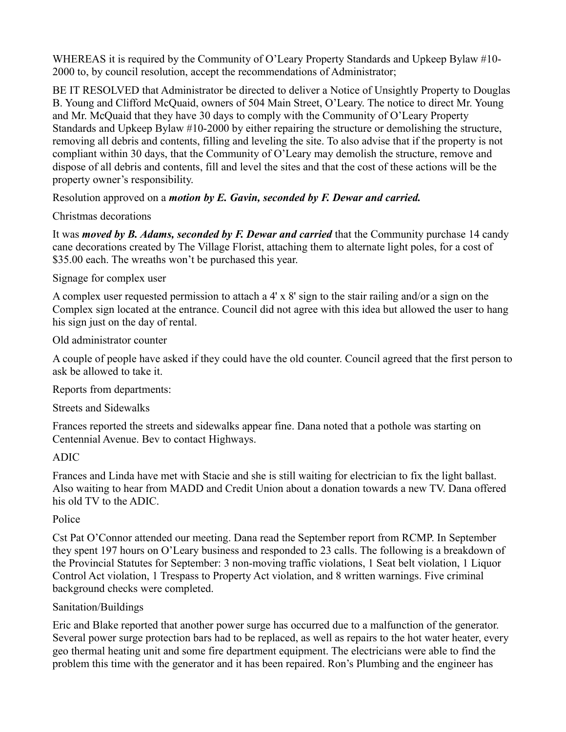WHEREAS it is required by the Community of O'Leary Property Standards and Upkeep Bylaw #10-2000 to, by council resolution, accept the recommendations of Administrator;

BE IT RESOLVED that Administrator be directed to deliver a Notice of Unsightly Property to Douglas B. Young and Clifford McQuaid, owners of 504 Main Street, O'Leary. The notice to direct Mr. Young and Mr. McQuaid that they have 30 days to comply with the Community of O'Leary Property Standards and Upkeep Bylaw #10-2000 by either repairing the structure or demolishing the structure, removing all debris and contents, filling and leveling the site. To also advise that if the property is not compliant within 30 days, that the Community of O'Leary may demolish the structure, remove and dispose of all debris and contents, fill and level the sites and that the cost of these actions will be the property owner's responsibility.

Resolution approved on a ***motion by E. Gavin, seconded by F. Dewar and carried.***

Christmas decorations

It was ***moved by B. Adams, seconded by F. Dewar and carried*** that the Community purchase 14 candy cane decorations created by The Village Florist, attaching them to alternate light poles, for a cost of $35.00 each. The wreaths won't be purchased this year.

Signage for complex user

A complex user requested permission to attach a 4' x 8' sign to the stair railing and/or a sign on the Complex sign located at the entrance. Council did not agree with this idea but allowed the user to hang his sign just on the day of rental.

Old administrator counter

A couple of people have asked if they could have the old counter. Council agreed that the first person to ask be allowed to take it.

Reports from departments:

Streets and Sidewalks

Frances reported the streets and sidewalks appear fine. Dana noted that a pothole was starting on Centennial Avenue. Bev to contact Highways.

ADIC

Frances and Linda have met with Stacie and she is still waiting for electrician to fix the light ballast. Also waiting to hear from MADD and Credit Union about a donation towards a new TV. Dana offered his old TV to the ADIC.

Police

Cst Pat O'Connor attended our meeting. Dana read the September report from RCMP. In September they spent 197 hours on O'Leary business and responded to 23 calls. The following is a breakdown of the Provincial Statutes for September: 3 non-moving traffic violations, 1 Seat belt violation, 1 Liquor Control Act violation, 1 Trespass to Property Act violation, and 8 written warnings. Five criminal background checks were completed.

Sanitation/Buildings

Eric and Blake reported that another power surge has occurred due to a malfunction of the generator. Several power surge protection bars had to be replaced, as well as repairs to the hot water heater, every geo thermal heating unit and some fire department equipment. The electricians were able to find the problem this time with the generator and it has been repaired. Ron's Plumbing and the engineer has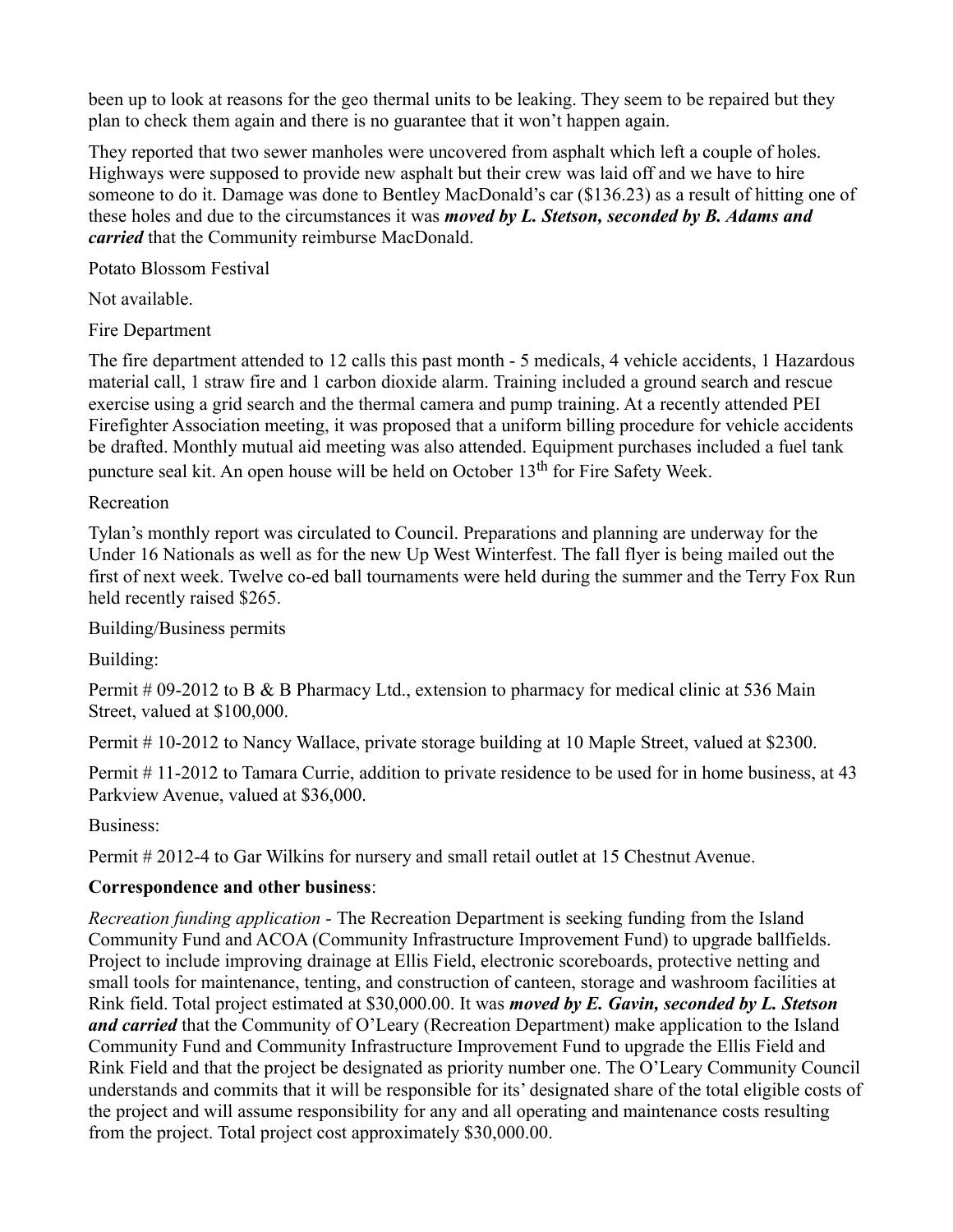been up to look at reasons for the geo thermal units to be leaking. They seem to be repaired but they plan to check them again and there is no guarantee that it won't happen again.

They reported that two sewer manholes were uncovered from asphalt which left a couple of holes. Highways were supposed to provide new asphalt but their crew was laid off and we have to hire someone to do it. Damage was done to Bentley MacDonald's car ($136.23) as a result of hitting one of these holes and due to the circumstances it was ***moved by L. Stetson, seconded by B. Adams and carried*** that the Community reimburse MacDonald.

Potato Blossom Festival

Not available.

Fire Department

The fire department attended to 12 calls this past month - 5 medicals, 4 vehicle accidents, 1 Hazardous material call, 1 straw fire and 1 carbon dioxide alarm. Training included a ground search and rescue exercise using a grid search and the thermal camera and pump training. At a recently attended PEI Firefighter Association meeting, it was proposed that a uniform billing procedure for vehicle accidents be drafted. Monthly mutual aid meeting was also attended. Equipment purchases included a fuel tank puncture seal kit. An open house will be held on October 13th for Fire Safety Week.

Recreation

Tylan's monthly report was circulated to Council. Preparations and planning are underway for the Under 16 Nationals as well as for the new Up West Winterfest. The fall flyer is being mailed out the first of next week. Twelve co-ed ball tournaments were held during the summer and the Terry Fox Run held recently raised $265.

Building/Business permits

Building:

Permit # 09-2012 to B & B Pharmacy Ltd., extension to pharmacy for medical clinic at 536 Main Street, valued at $100,000.

Permit # 10-2012 to Nancy Wallace, private storage building at 10 Maple Street, valued at $2300.

Permit # 11-2012 to Tamara Currie, addition to private residence to be used for in home business, at 43 Parkview Avenue, valued at $36,000.

Business:

Permit # 2012-4 to Gar Wilkins for nursery and small retail outlet at 15 Chestnut Avenue.

**Correspondence and other business**:

*Recreation funding application -* The Recreation Department is seeking funding from the Island Community Fund and ACOA (Community Infrastructure Improvement Fund) to upgrade ballfields. Project to include improving drainage at Ellis Field, electronic scoreboards, protective netting and small tools for maintenance, tenting, and construction of canteen, storage and washroom facilities at Rink field. Total project estimated at $30,000.00. It was ***moved by E. Gavin, seconded by L. Stetson and carried*** that the Community of O'Leary (Recreation Department) make application to the Island Community Fund and Community Infrastructure Improvement Fund to upgrade the Ellis Field and Rink Field and that the project be designated as priority number one. The O'Leary Community Council understands and commits that it will be responsible for its' designated share of the total eligible costs of the project and will assume responsibility for any and all operating and maintenance costs resulting from the project. Total project cost approximately $30,000.00.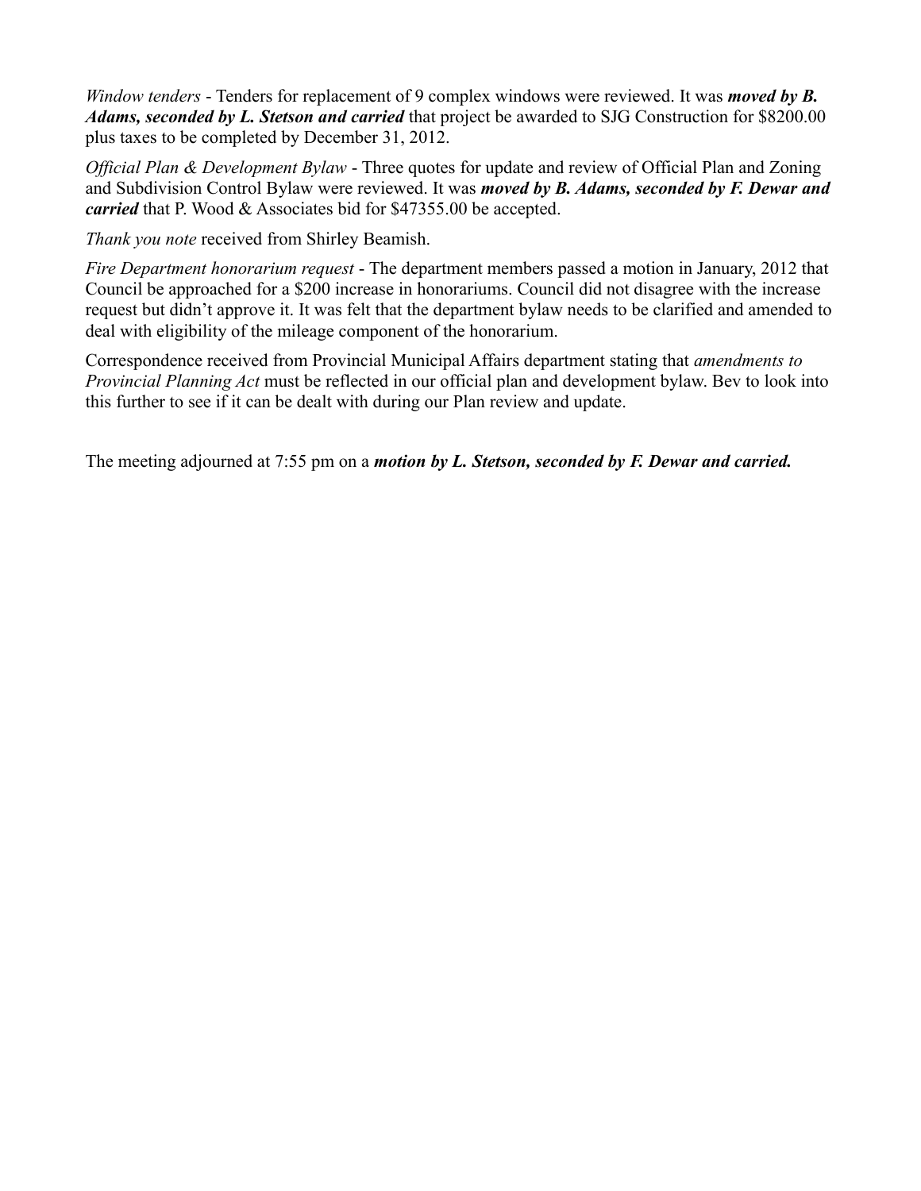*Window tenders* - Tenders for replacement of 9 complex windows were reviewed. It was ***moved by B. Adams, seconded by L. Stetson and carried*** that project be awarded to SJG Construction for $8200.00 plus taxes to be completed by December 31, 2012.

*Official Plan & Development Bylaw* - Three quotes for update and review of Official Plan and Zoning and Subdivision Control Bylaw were reviewed. It was ***moved by B. Adams, seconded by F. Dewar and carried*** that P. Wood & Associates bid for $47355.00 be accepted.

*Thank you note* received from Shirley Beamish.

*Fire Department honorarium request* - The department members passed a motion in January, 2012 that Council be approached for a $200 increase in honorariums. Council did not disagree with the increase request but didn't approve it. It was felt that the department bylaw needs to be clarified and amended to deal with eligibility of the mileage component of the honorarium.

Correspondence received from Provincial Municipal Affairs department stating that *amendments to Provincial Planning Act* must be reflected in our official plan and development bylaw. Bev to look into this further to see if it can be dealt with during our Plan review and update.

The meeting adjourned at 7:55 pm on a ***motion by L. Stetson, seconded by F. Dewar and carried.***